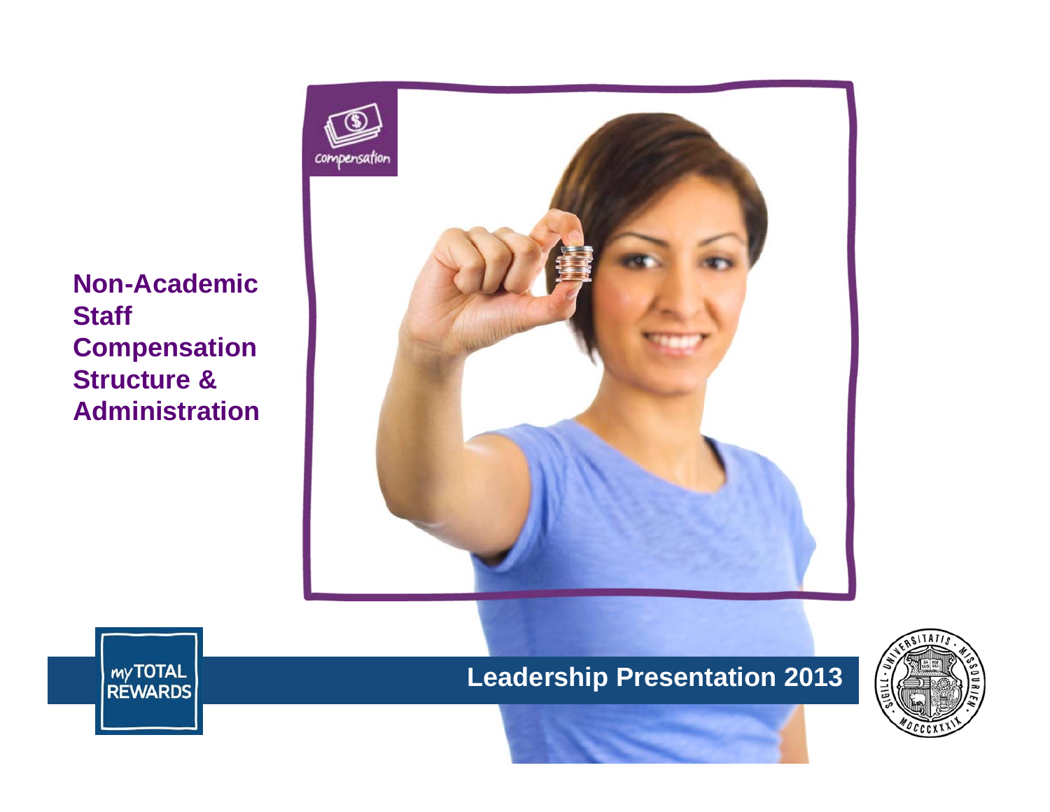# Non-Academic Staff Compensation Structure & Administration

compensation

my TOTAL REWARDS

## Leadership Presentation 2013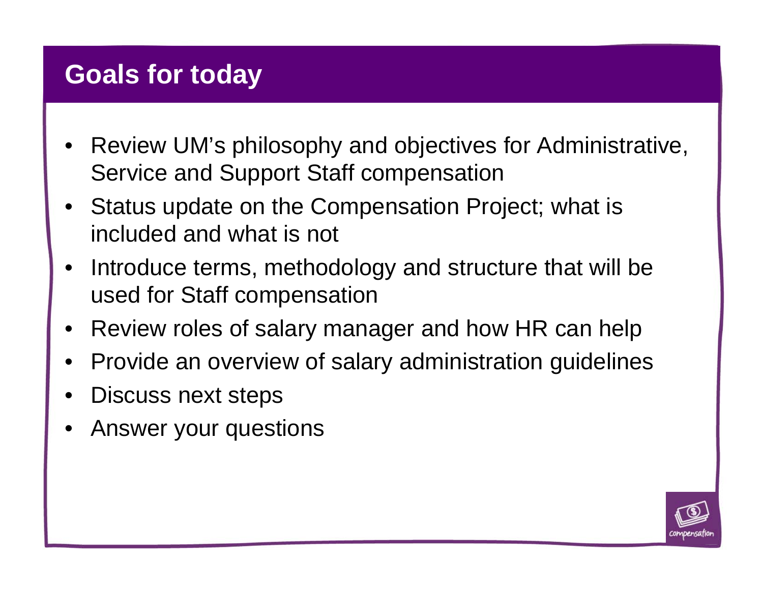# Goals for today

- Review UM's philosophy and objectives for Administrative, Service and Support Staff compensation
- Status update on the Compensation Project; what is included and what is not
- Introduce terms, methodology and structure that will be used for Staff compensation
- Review roles of salary manager and how HR can help
- Provide an overview of salary administration guidelines
- Discuss next steps
- Answer your questions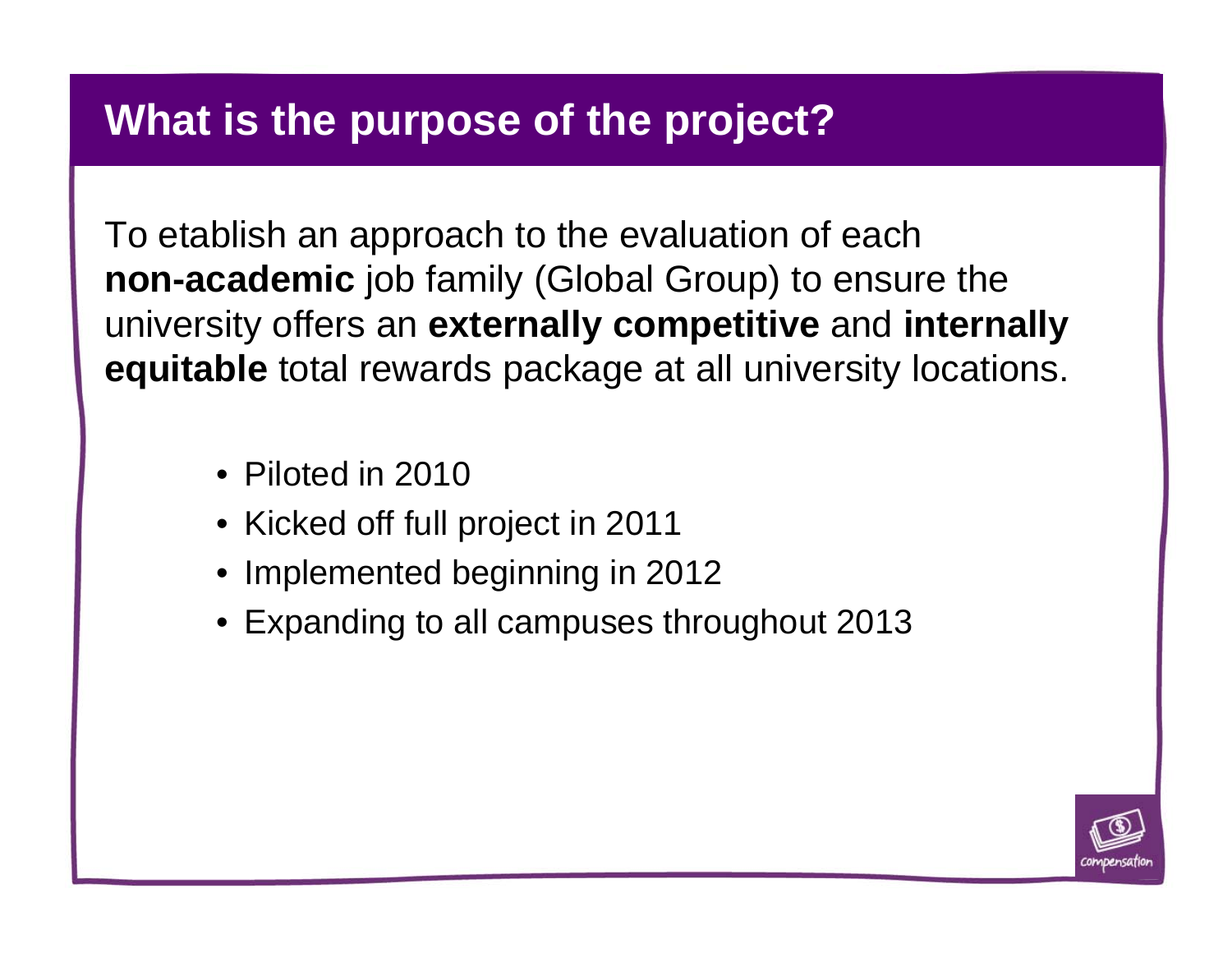## What is the purpose of the project?

To etablish an approach to the evaluation of each **non-academic** job family (Global Group) to ensure the university offers an **externally competitive** and **internally equitable** total rewards package at all university locations.

- Piloted in 2010
- Kicked off full project in 2011
- Implemented beginning in 2012
- Expanding to all campuses throughout 2013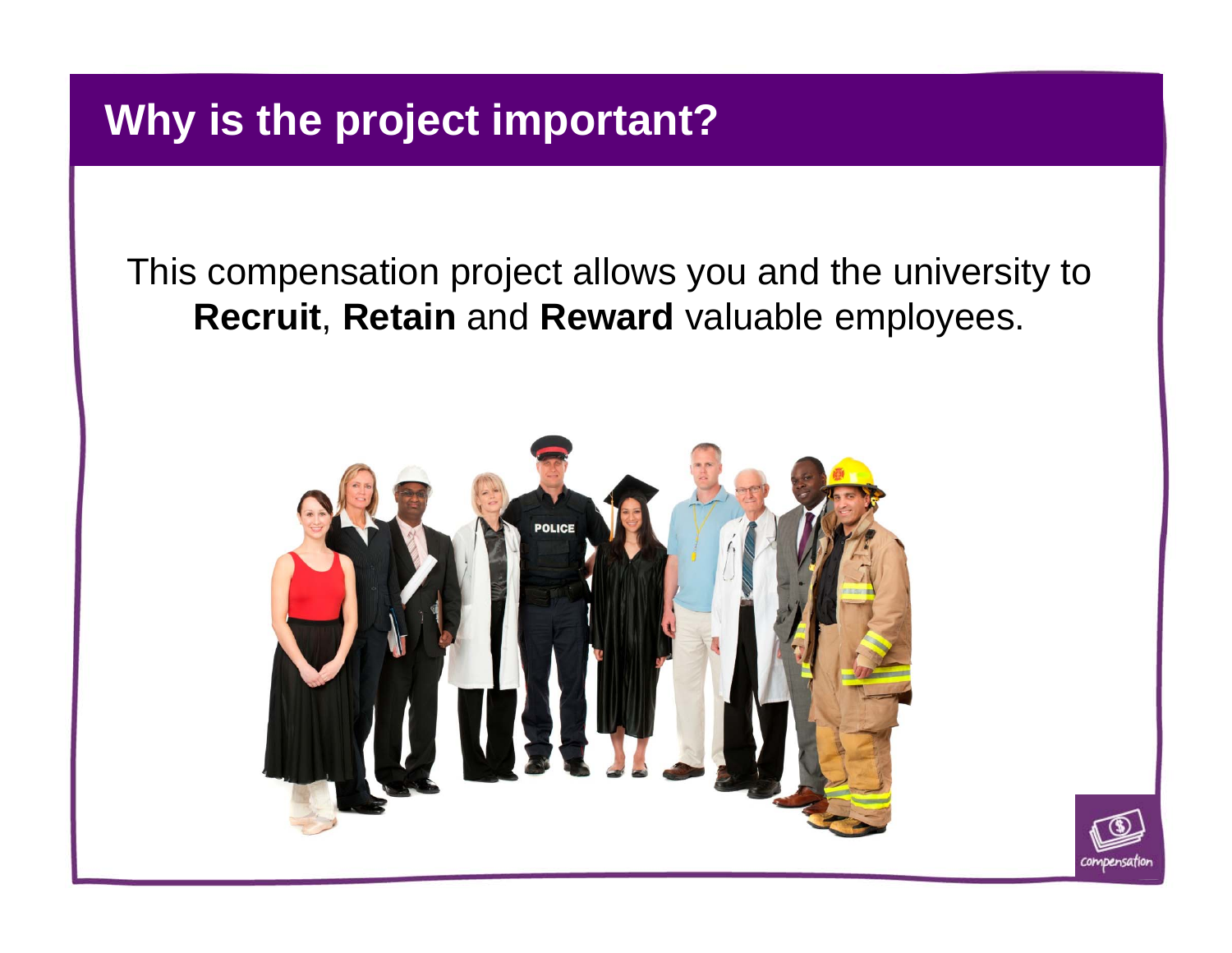# Why is the project important?

This compensation project allows you and the university to **Recruit**, **Retain** and **Reward** valuable employees.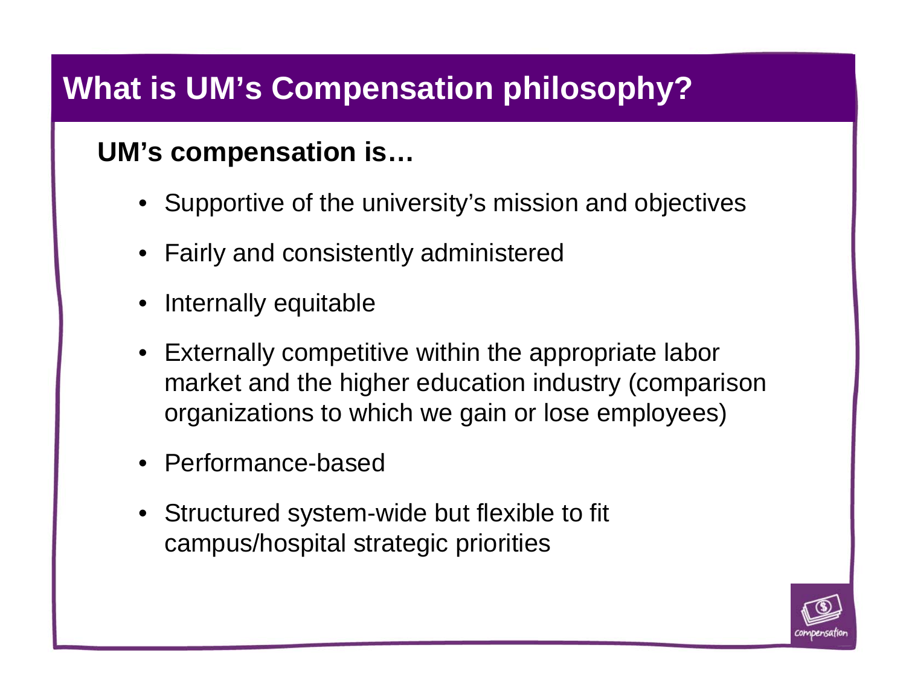# What is UM's Compensation philosophy?

**UM's compensation is…**

- Supportive of the university's mission and objectives
- Fairly and consistently administered
- Internally equitable
- Externally competitive within the appropriate labor market and the higher education industry (comparison organizations to which we gain or lose employees)
- Performance-based
- Structured system-wide but flexible to fit campus/hospital strategic priorities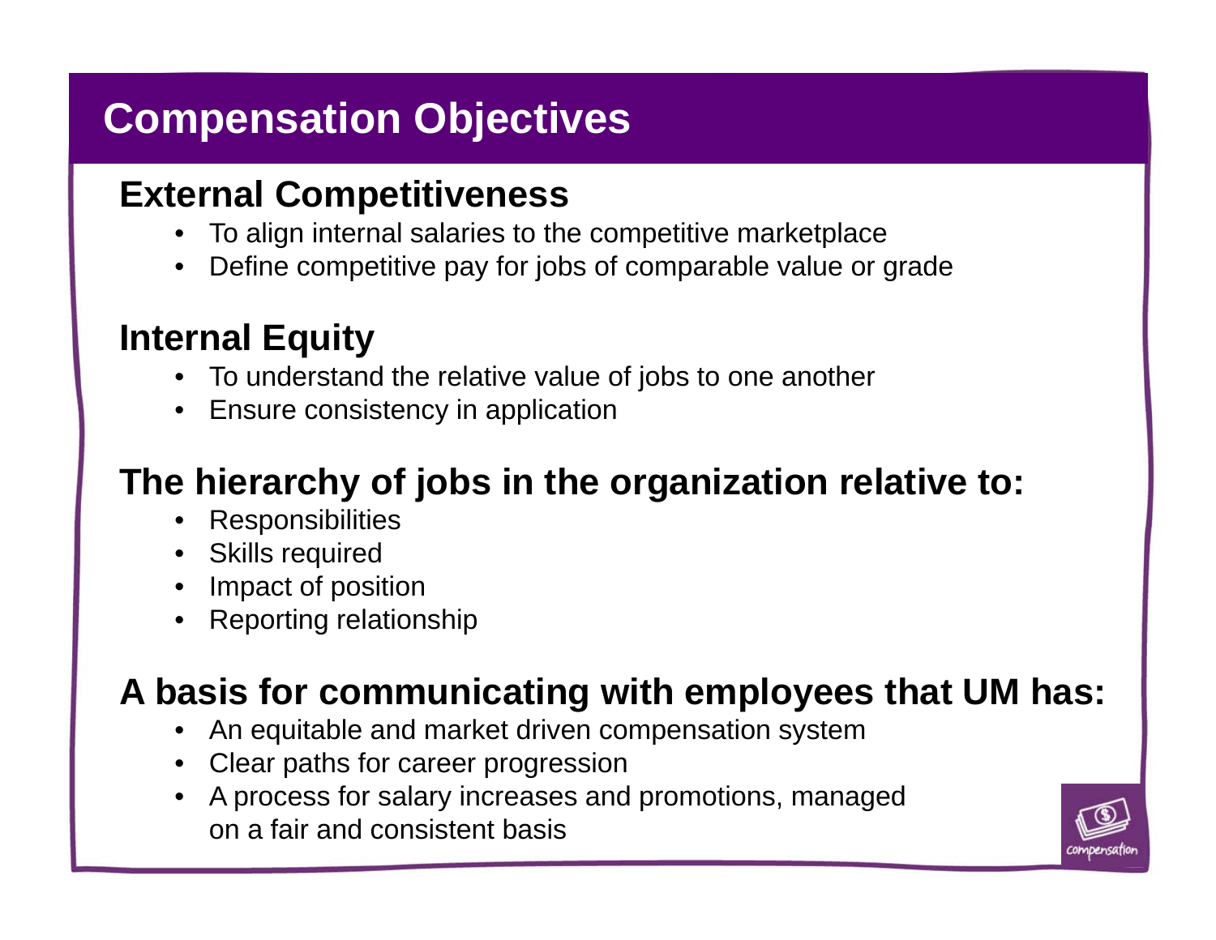# Compensation Objectives

## External Competitiveness

- To align internal salaries to the competitive marketplace
- Define competitive pay for jobs of comparable value or grade

## Internal Equity

- To understand the relative value of jobs to one another
- Ensure consistency in application

## The hierarchy of jobs in the organization relative to:

- Responsibilities
- Skills required
- Impact of position
- Reporting relationship

## A basis for communicating with employees that UM has:

- An equitable and market driven compensation system
- Clear paths for career progression
- A process for salary increases and promotions, managed on a fair and consistent basis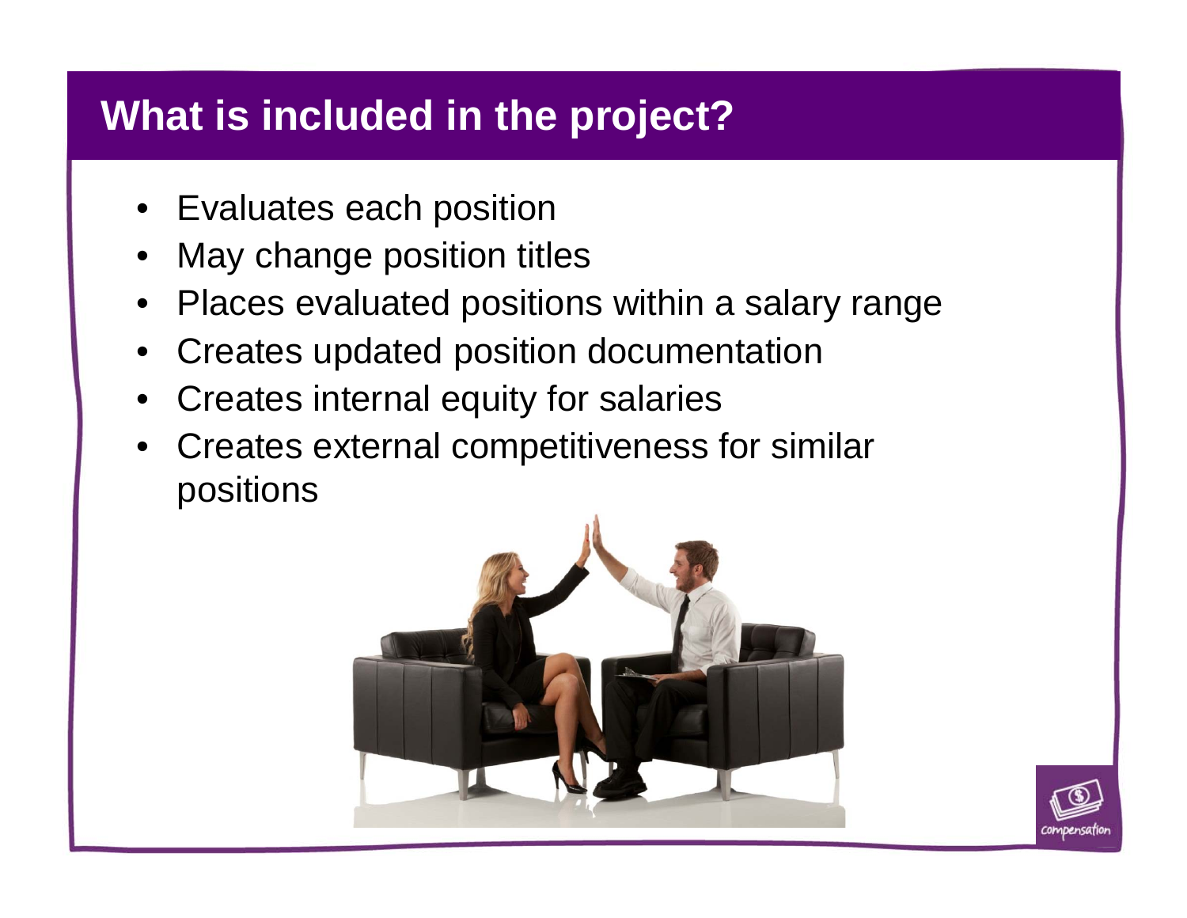## What is included in the project?

- Evaluates each position
- May change position titles
- Places evaluated positions within a salary range
- Creates updated position documentation
- Creates internal equity for salaries
- Creates external competitiveness for similar positions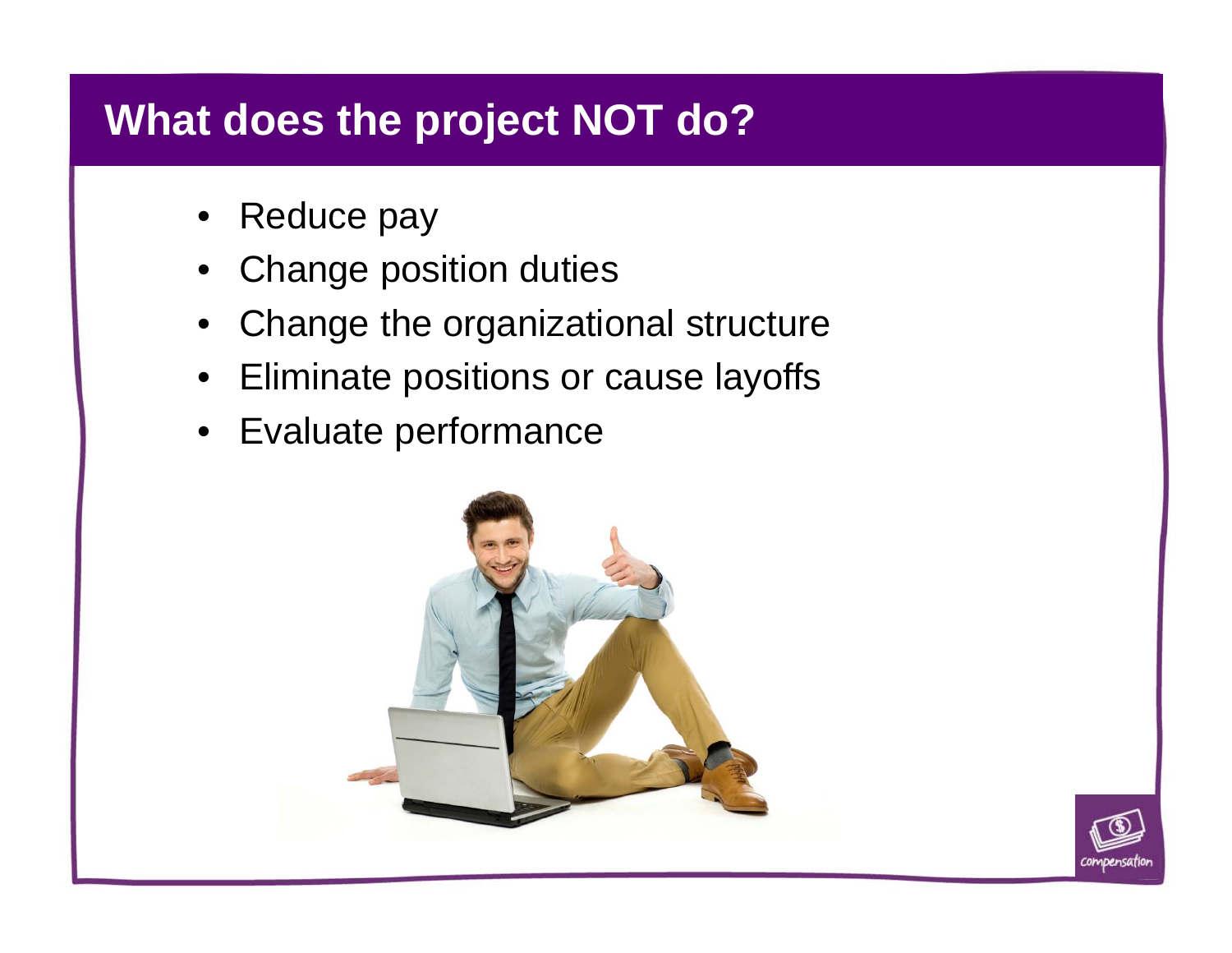# What does the project NOT do?

- Reduce pay
- Change position duties
- Change the organizational structure
- Eliminate positions or cause layoffs
- Evaluate performance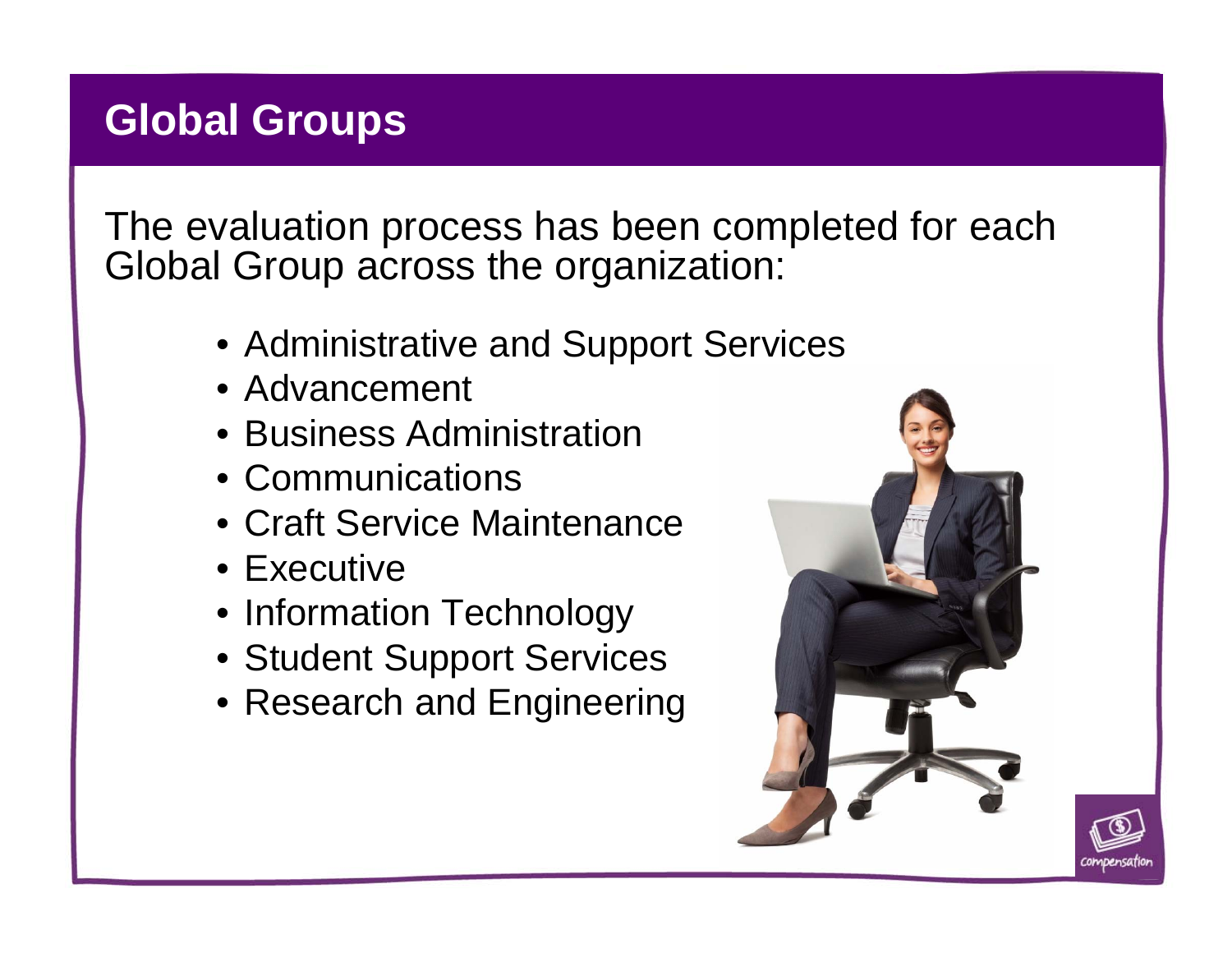# Global Groups

The evaluation process has been completed for each Global Group across the organization:

- Administrative and Support Services
- Advancement
- Business Administration
- Communications
- Craft Service Maintenance
- Executive
- Information Technology
- Student Support Services
- Research and Engineering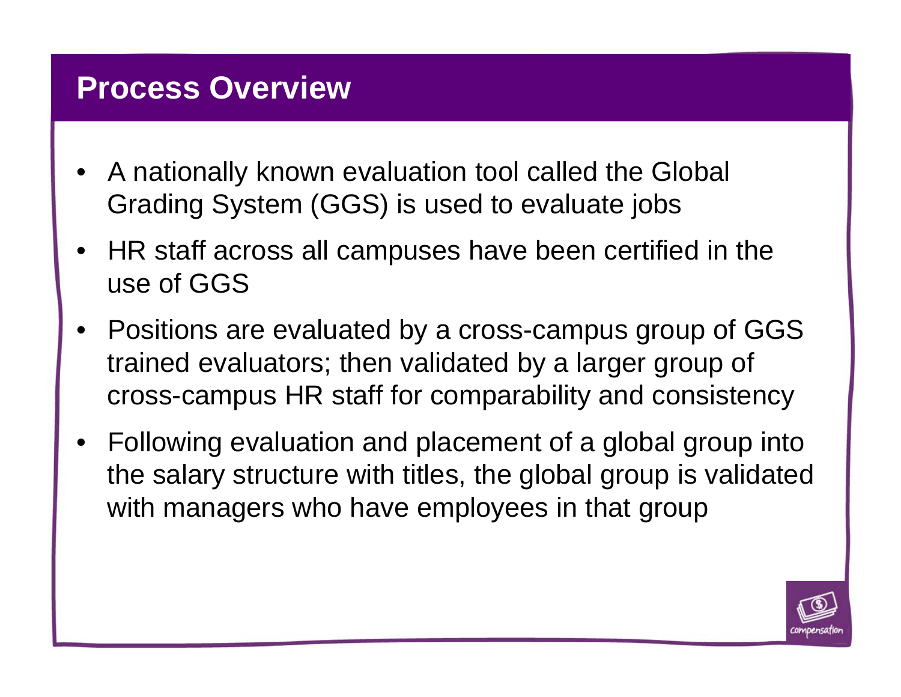# Process Overview

- A nationally known evaluation tool called the Global Grading System (GGS) is used to evaluate jobs
- HR staff across all campuses have been certified in the use of GGS
- Positions are evaluated by a cross-campus group of GGS trained evaluators; then validated by a larger group of cross-campus HR staff for comparability and consistency
- Following evaluation and placement of a global group into the salary structure with titles, the global group is validated with managers who have employees in that group

compensation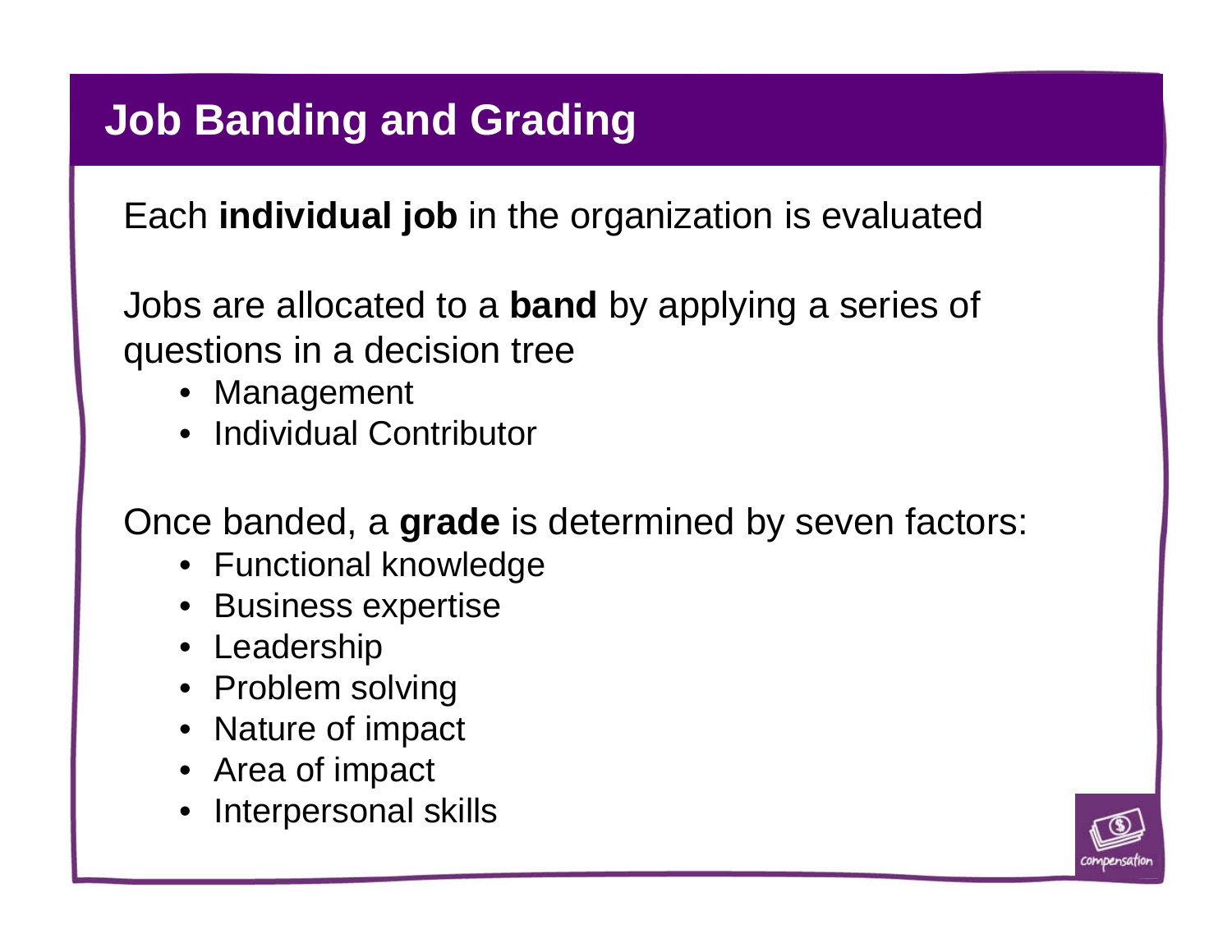# Job Banding and Grading

Each **individual job** in the organization is evaluated

Jobs are allocated to a **band** by applying a series of questions in a decision tree

- Management
- Individual Contributor

Once banded, a **grade** is determined by seven factors:

- Functional knowledge
- Business expertise
- Leadership
- Problem solving
- Nature of impact
- Area of impact
- Interpersonal skills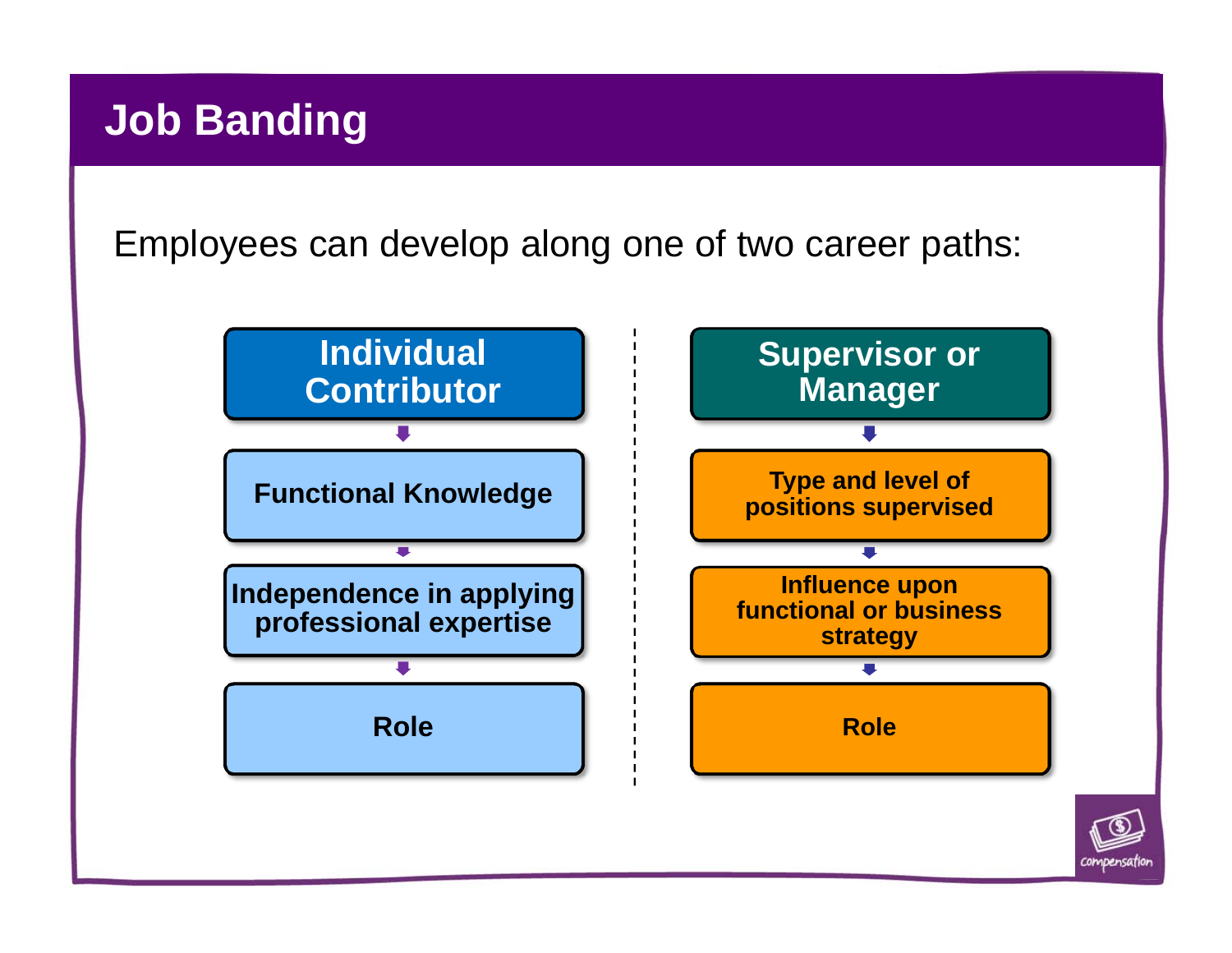# Job Banding

Employees can develop along one of two career paths:

| Individual Contributor | Supervisor or Manager |
| --- | --- |
| Functional Knowledge | Type and level of positions supervised |
| Independence in applying professional expertise | Influence upon functional or business strategy |
| Role | Role |

compensation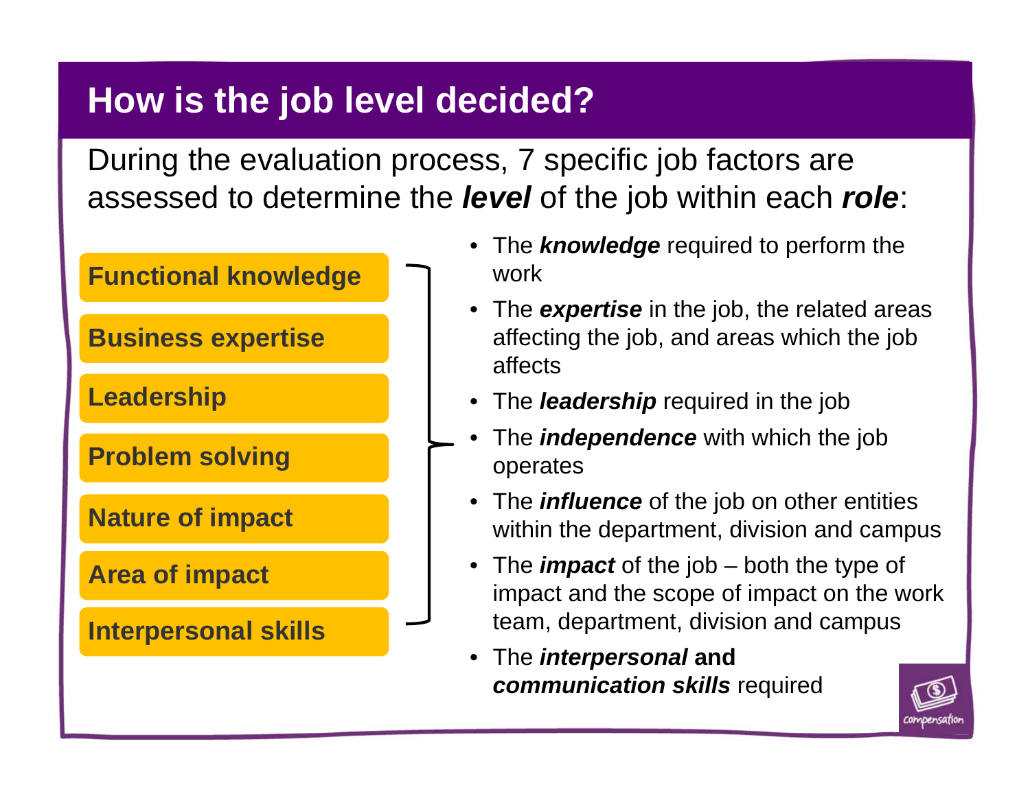# How is the job level decided?

During the evaluation process, 7 specific job factors are assessed to determine the ***level*** of the job within each ***role***:

- **Functional knowledge**
- **Business expertise**
- **Leadership**
- **Problem solving**
- **Nature of impact**
- **Area of impact**
- **Interpersonal skills**

- The ***knowledge*** required to perform the work
- The ***expertise*** in the job, the related areas affecting the job, and areas which the job affects
- The ***leadership*** required in the job
- The ***independence*** with which the job operates
- The ***influence*** of the job on other entities within the department, division and campus
- The ***impact*** of the job – both the type of impact and the scope of impact on the work team, department, division and campus
- The ***interpersonal* and *communication skills*** required

compensation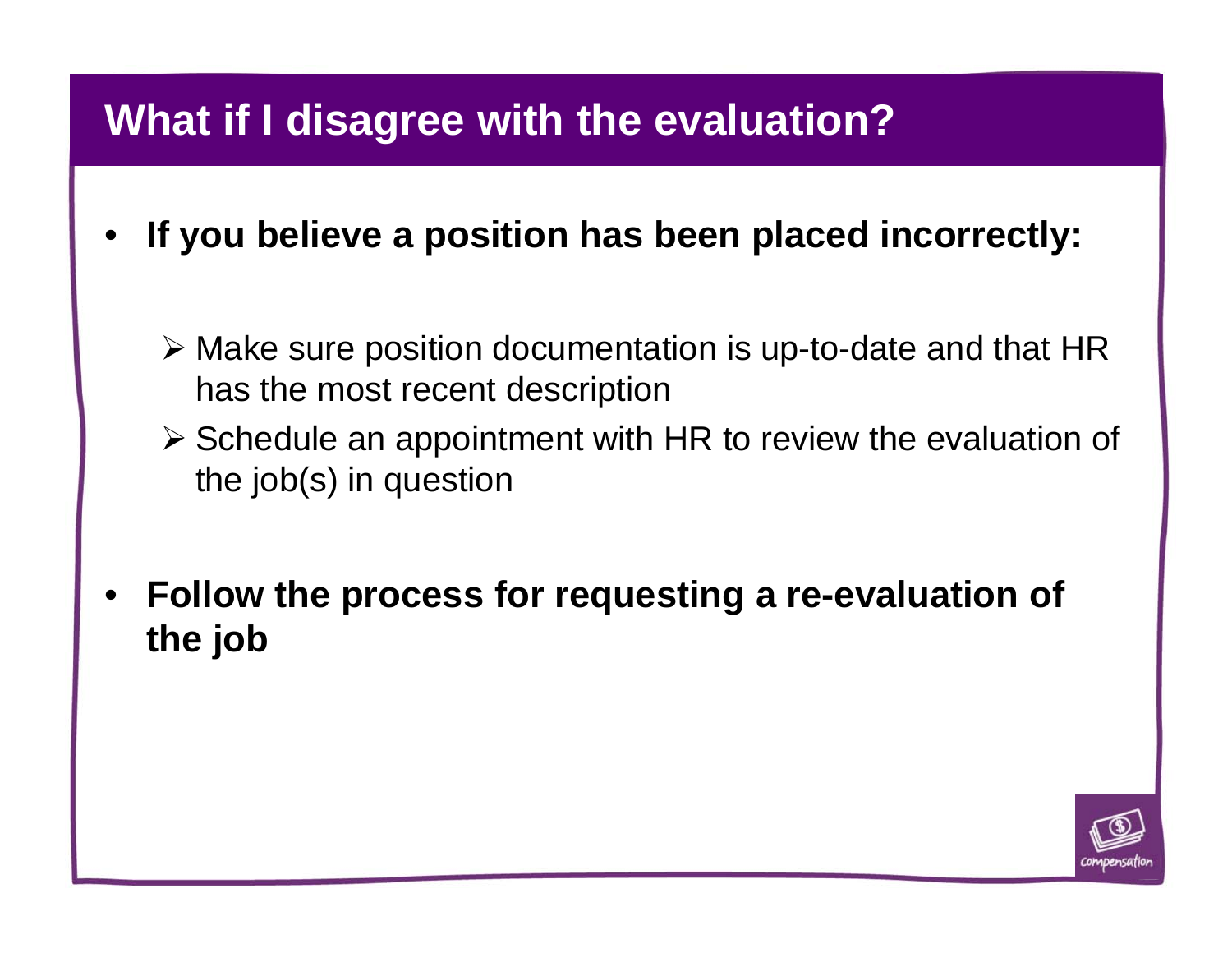## What if I disagree with the evaluation?

- **If you believe a position has been placed incorrectly:**
  - Make sure position documentation is up-to-date and that HR has the most recent description
  - Schedule an appointment with HR to review the evaluation of the job(s) in question
- **Follow the process for requesting a re-evaluation of the job**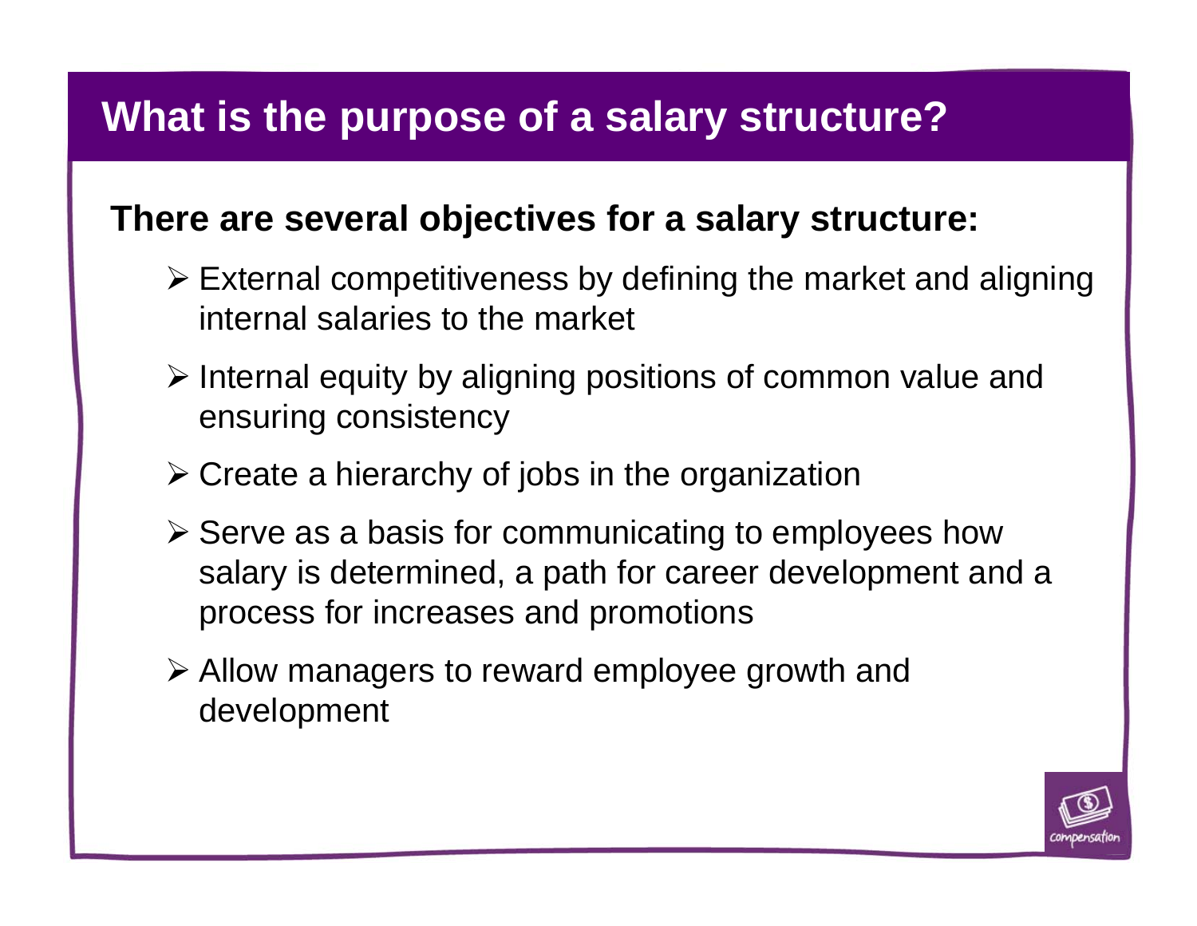# What is the purpose of a salary structure?

**There are several objectives for a salary structure:**

- External competitiveness by defining the market and aligning internal salaries to the market
- Internal equity by aligning positions of common value and ensuring consistency
- Create a hierarchy of jobs in the organization
- Serve as a basis for communicating to employees how salary is determined, a path for career development and a process for increases and promotions
- Allow managers to reward employee growth and development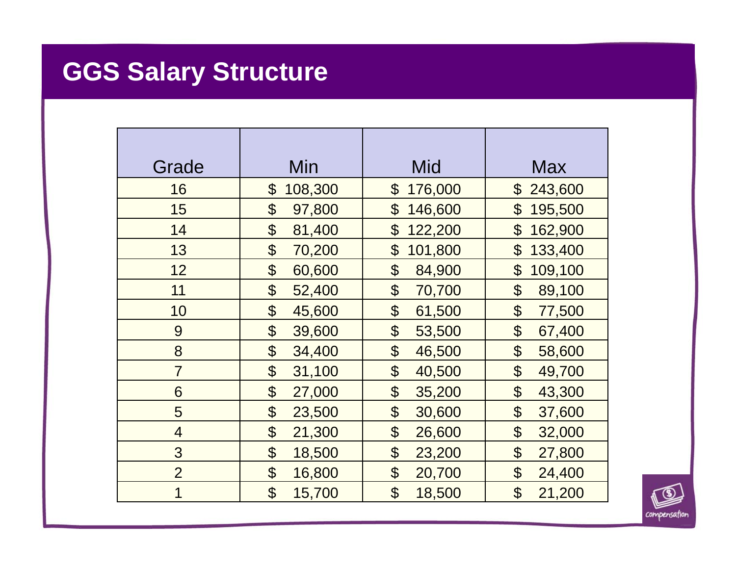# GGS Salary Structure

| Grade | Min | Mid | Max |
|---|---|---|---|
| 16 | $ 108,300 | $ 176,000 | $ 243,600 |
| 15 | $ 97,800 | $ 146,600 | $ 195,500 |
| 14 | $ 81,400 | $ 122,200 | $ 162,900 |
| 13 | $ 70,200 | $ 101,800 | $ 133,400 |
| 12 | $ 60,600 | $ 84,900 | $ 109,100 |
| 11 | $ 52,400 | $ 70,700 | $ 89,100 |
| 10 | $ 45,600 | $ 61,500 | $ 77,500 |
| 9 | $ 39,600 | $ 53,500 | $ 67,400 |
| 8 | $ 34,400 | $ 46,500 | $ 58,600 |
| 7 | $ 31,100 | $ 40,500 | $ 49,700 |
| 6 | $ 27,000 | $ 35,200 | $ 43,300 |
| 5 | $ 23,500 | $ 30,600 | $ 37,600 |
| 4 | $ 21,300 | $ 26,600 | $ 32,000 |
| 3 | $ 18,500 | $ 23,200 | $ 27,800 |
| 2 | $ 16,800 | $ 20,700 | $ 24,400 |
| 1 | $ 15,700 | $ 18,500 | $ 21,200 |

compensation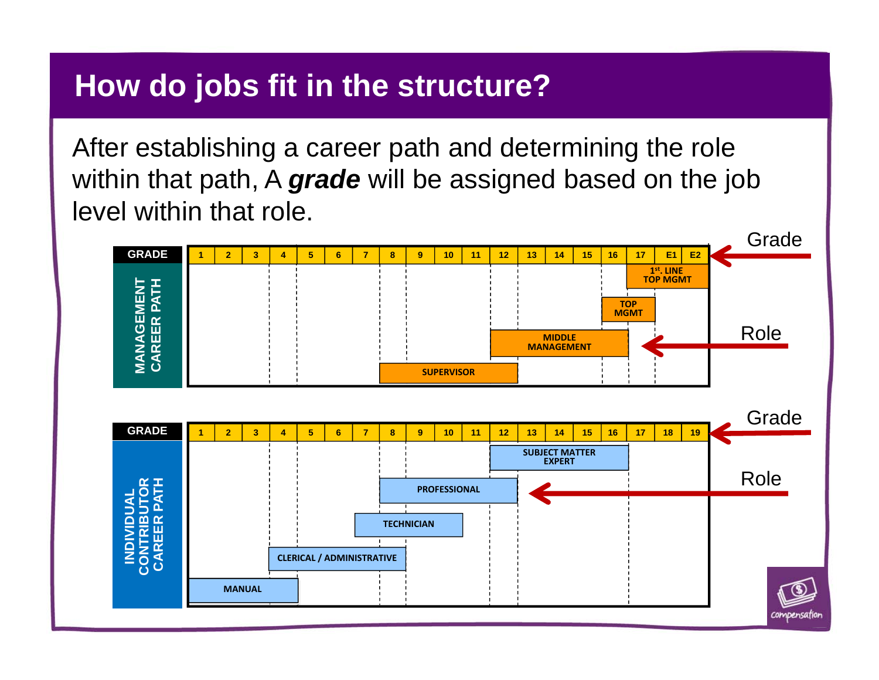# How do jobs fit in the structure?

After establishing a career path and determining the role within that path, A ***grade*** will be assigned based on the job level within that role.

**MANAGEMENT CAREER PATH**

| GRADE | 1 | 2 | 3 | 4 | 5 | 6 | 7 | 8 | 9 | 10 | 11 | 12 | 13 | 14 | 15 | 16 | 17 | E1 | E2 |
|---|---|---|---|---|---|---|---|---|---|---|---|---|---|---|---|---|---|---|---|
| 1st. LINE TOP MGMT | | | | | | | | | | | | | | | | | X | X | X |
| TOP MGMT | | | | | | | | | | | | | | | | X | X | | |
| MIDDLE MANAGEMENT | | | | | | | | | | | | X | X | X | X | X | | | |
| SUPERVISOR | | | | | | | | X | X | X | X | X | | | | | | | |

**INDIVIDUAL CONTRIBUTOR CAREER PATH**

| GRADE | 1 | 2 | 3 | 4 | 5 | 6 | 7 | 8 | 9 | 10 | 11 | 12 | 13 | 14 | 15 | 16 | 17 | 18 | 19 |
|---|---|---|---|---|---|---|---|---|---|---|---|---|---|---|---|---|---|---|---|
| SUBJECT MATTER EXPERT | | | | | | | | | | | | X | X | X | X | X | | | |
| PROFESSIONAL | | | | | | | | X | X | X | X | X | | | | | | | |
| TECHNICIAN | | | | | | | X | X | X | X | | | | | | | | | |
| CLERICAL / ADMINISTRATIVE | | | | X | X | X | X | X | | | | | | | | | | | |
| MANUAL | X | X | X | X | | | | | | | | | | | | | | | |

Grade → (top row of each chart)

Role → (bars within each chart)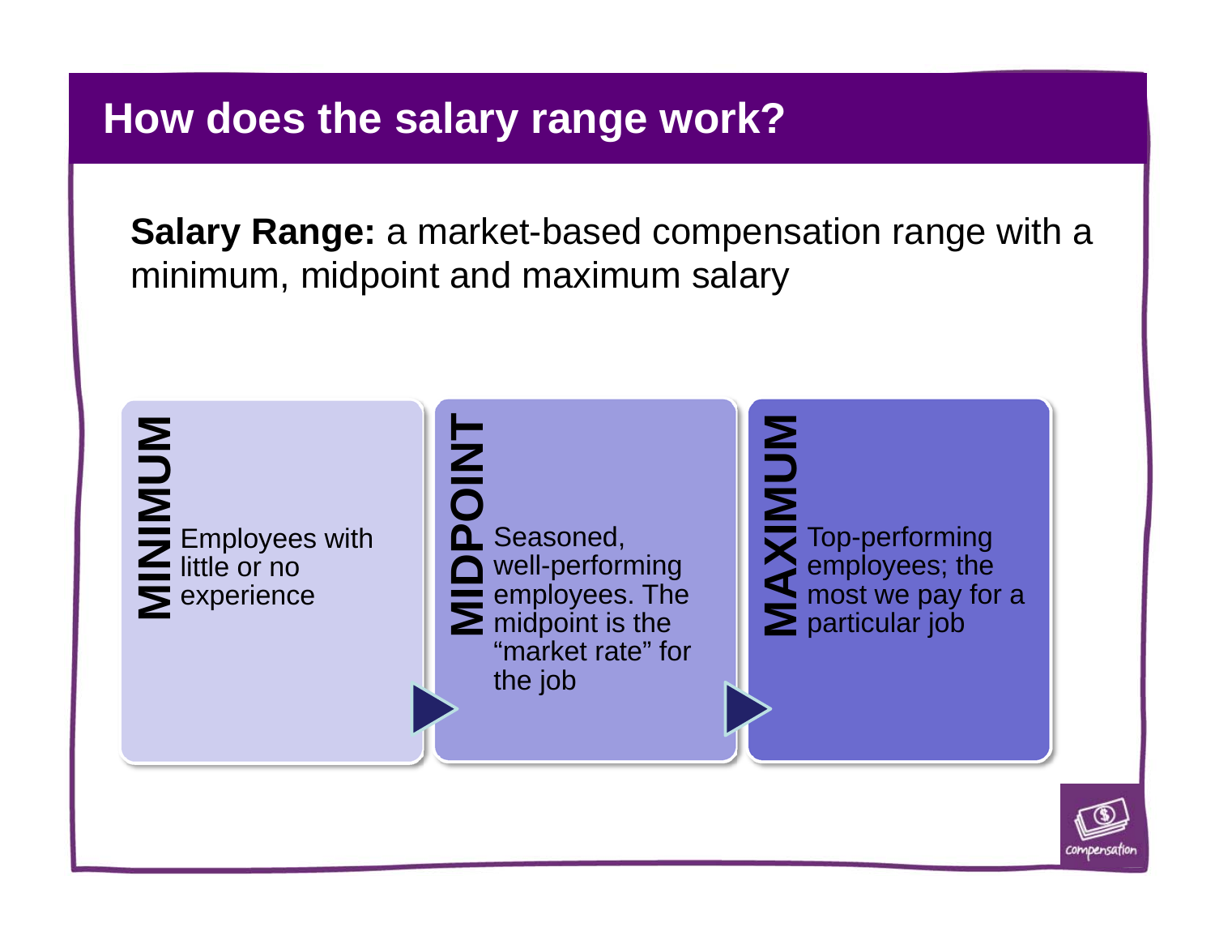# How does the salary range work?

**Salary Range:** a market-based compensation range with a minimum, midpoint and maximum salary

**MINIMUM**
Employees with little or no experience

**MIDPOINT**
Seasoned, well-performing employees. The midpoint is the “market rate” for the job

**MAXIMUM**
Top-performing employees; the most we pay for a particular job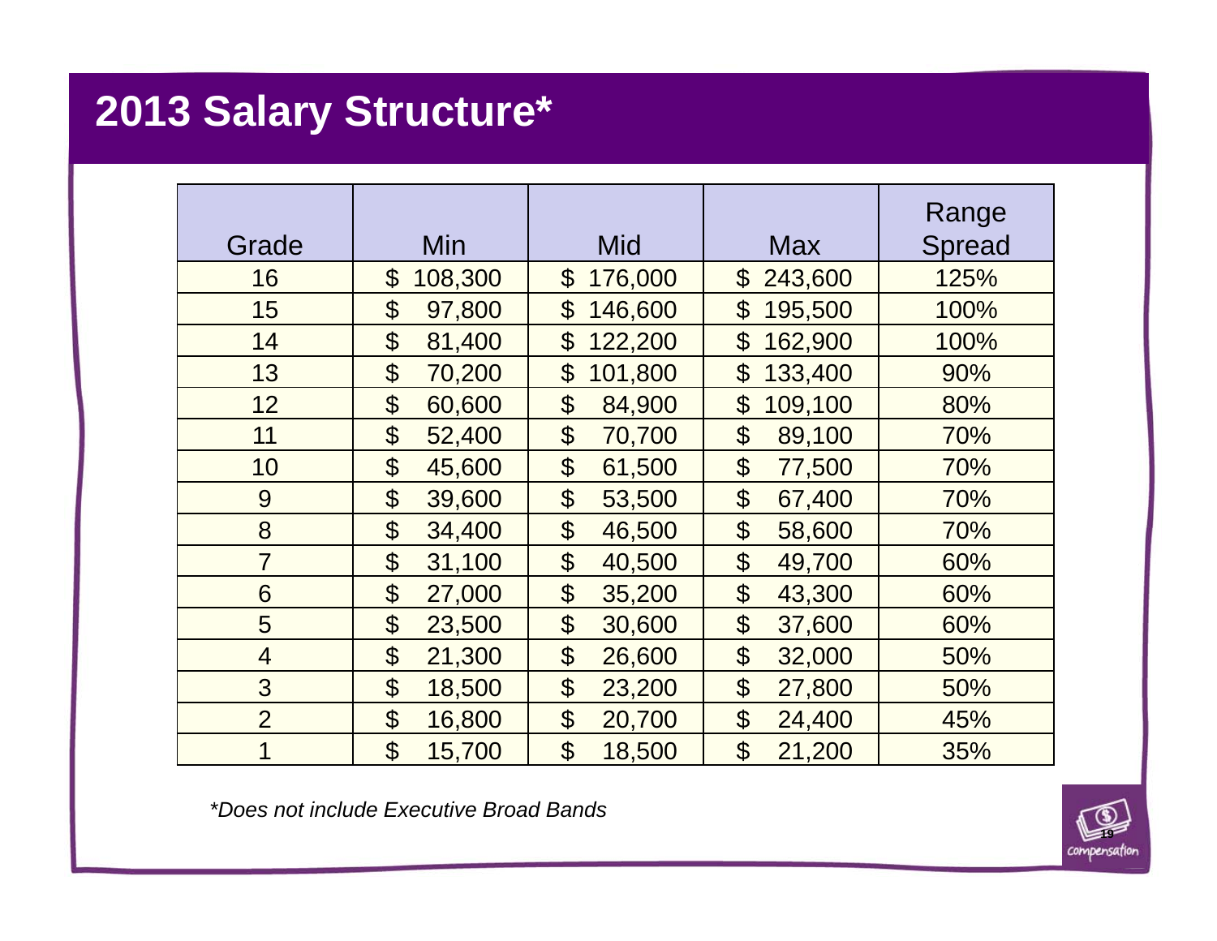# 2013 Salary Structure*

| Grade | Min | Mid | Max | Range Spread |
|---|---|---|---|---|
| 16 | $ 108,300 | $ 176,000 | $ 243,600 | 125% |
| 15 | $ 97,800 | $ 146,600 | $ 195,500 | 100% |
| 14 | $ 81,400 | $ 122,200 | $ 162,900 | 100% |
| 13 | $ 70,200 | $ 101,800 | $ 133,400 | 90% |
| 12 | $ 60,600 | $ 84,900 | $ 109,100 | 80% |
| 11 | $ 52,400 | $ 70,700 | $ 89,100 | 70% |
| 10 | $ 45,600 | $ 61,500 | $ 77,500 | 70% |
| 9 | $ 39,600 | $ 53,500 | $ 67,400 | 70% |
| 8 | $ 34,400 | $ 46,500 | $ 58,600 | 70% |
| 7 | $ 31,100 | $ 40,500 | $ 49,700 | 60% |
| 6 | $ 27,000 | $ 35,200 | $ 43,300 | 60% |
| 5 | $ 23,500 | $ 30,600 | $ 37,600 | 60% |
| 4 | $ 21,300 | $ 26,600 | $ 32,000 | 50% |
| 3 | $ 18,500 | $ 23,200 | $ 27,800 | 50% |
| 2 | $ 16,800 | $ 20,700 | $ 24,400 | 45% |
| 1 | $ 15,700 | $ 18,500 | $ 21,200 | 35% |

*\*Does not include Executive Broad Bands*

compensation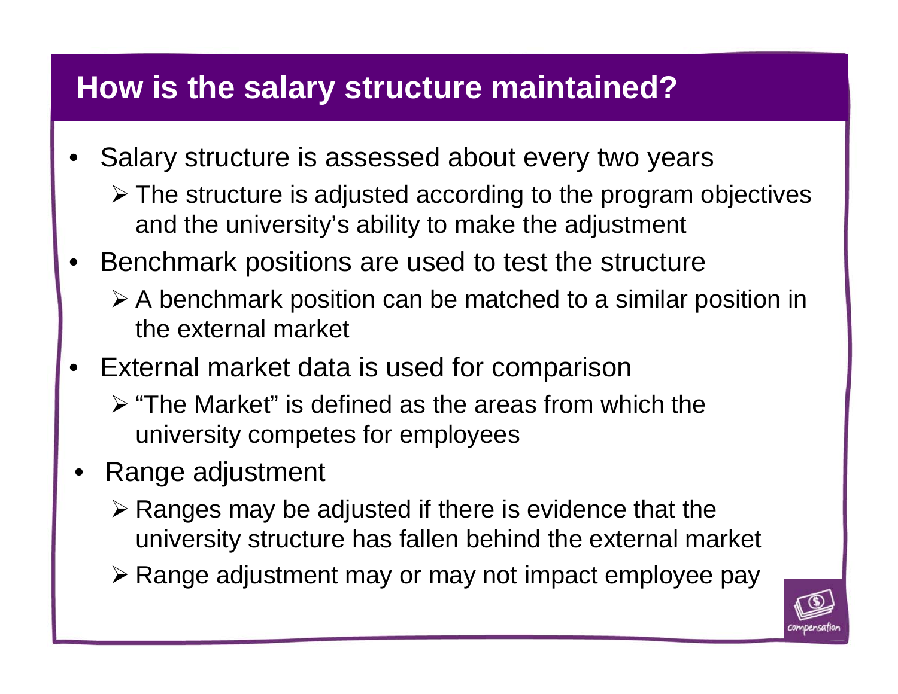## How is the salary structure maintained?

- Salary structure is assessed about every two years
  - The structure is adjusted according to the program objectives and the university's ability to make the adjustment
- Benchmark positions are used to test the structure
  - A benchmark position can be matched to a similar position in the external market
- External market data is used for comparison
  - "The Market" is defined as the areas from which the university competes for employees
- Range adjustment
  - Ranges may be adjusted if there is evidence that the university structure has fallen behind the external market
  - Range adjustment may or may not impact employee pay

compensation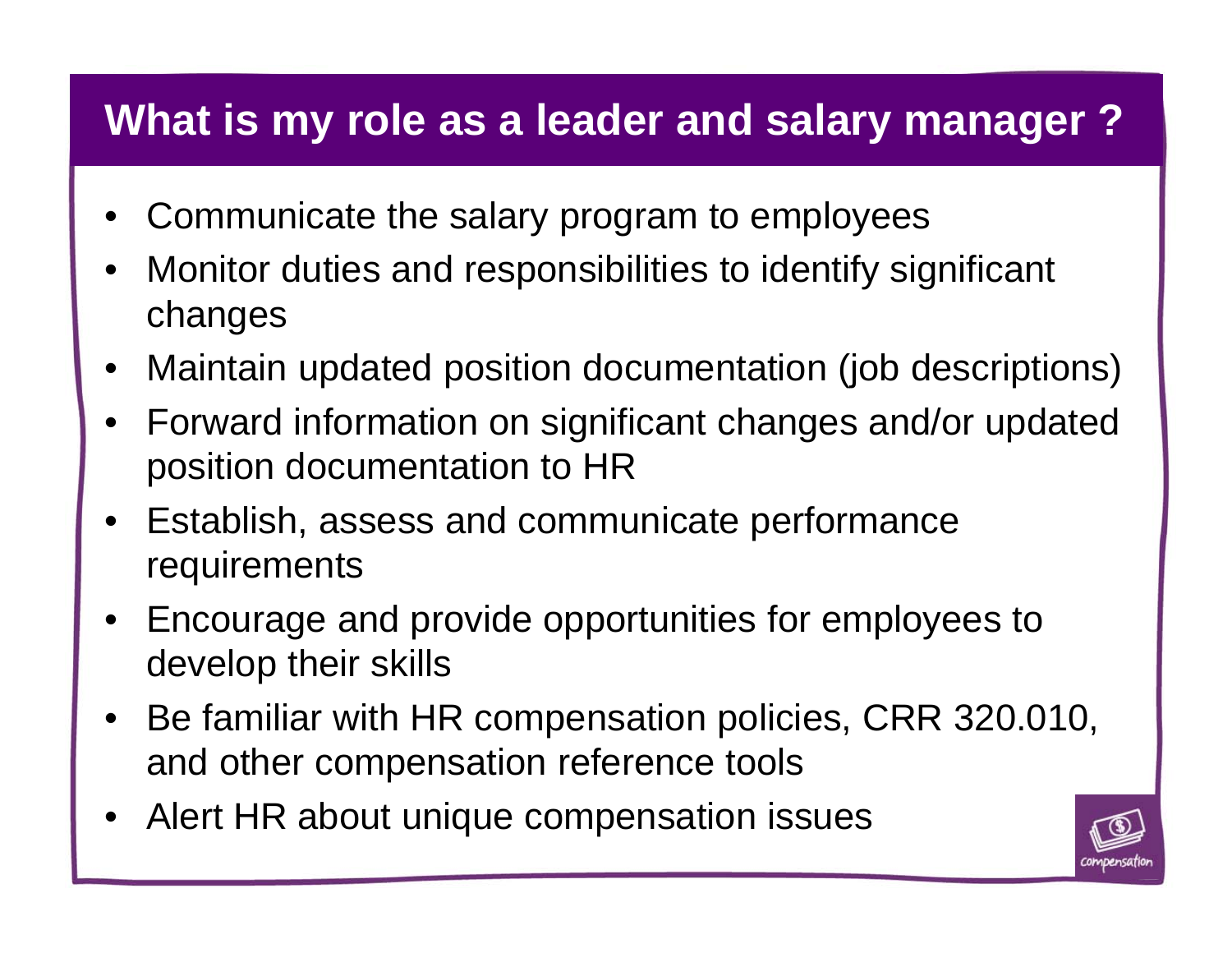# What is my role as a leader and salary manager ?

- Communicate the salary program to employees
- Monitor duties and responsibilities to identify significant changes
- Maintain updated position documentation (job descriptions)
- Forward information on significant changes and/or updated position documentation to HR
- Establish, assess and communicate performance requirements
- Encourage and provide opportunities for employees to develop their skills
- Be familiar with HR compensation policies, CRR 320.010, and other compensation reference tools
- Alert HR about unique compensation issues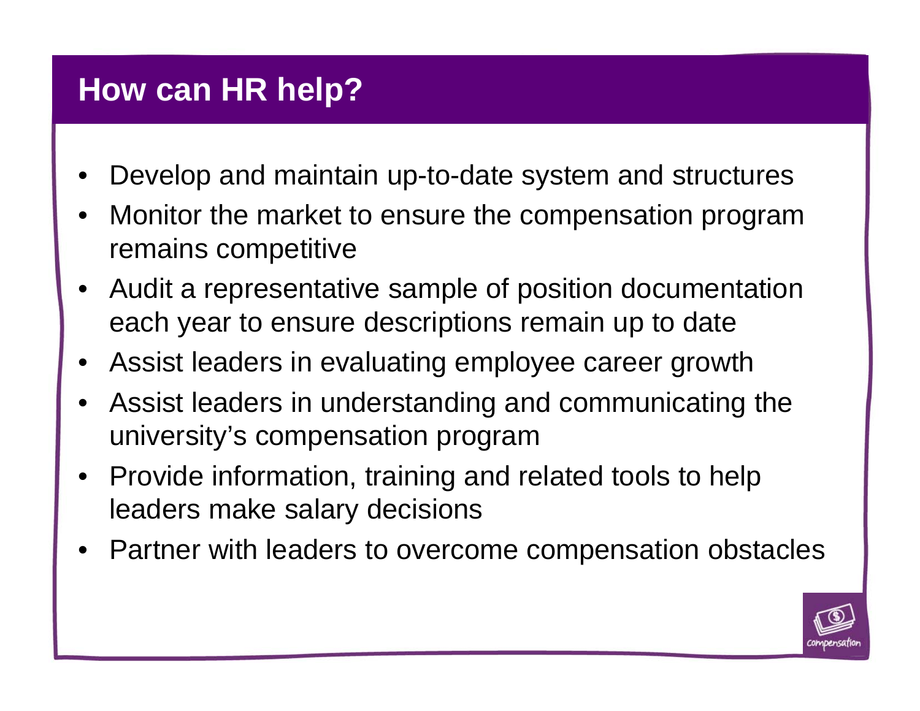## How can HR help?

- Develop and maintain up-to-date system and structures
- Monitor the market to ensure the compensation program remains competitive
- Audit a representative sample of position documentation each year to ensure descriptions remain up to date
- Assist leaders in evaluating employee career growth
- Assist leaders in understanding and communicating the university's compensation program
- Provide information, training and related tools to help leaders make salary decisions
- Partner with leaders to overcome compensation obstacles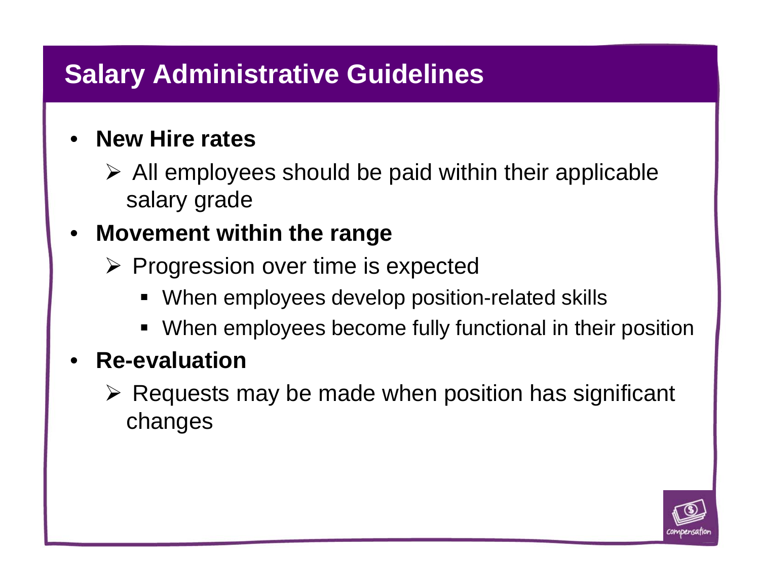# Salary Administrative Guidelines

- **New Hire rates**
  - All employees should be paid within their applicable salary grade
- **Movement within the range**
  - Progression over time is expected
    - When employees develop position-related skills
    - When employees become fully functional in their position
- **Re-evaluation**
  - Requests may be made when position has significant changes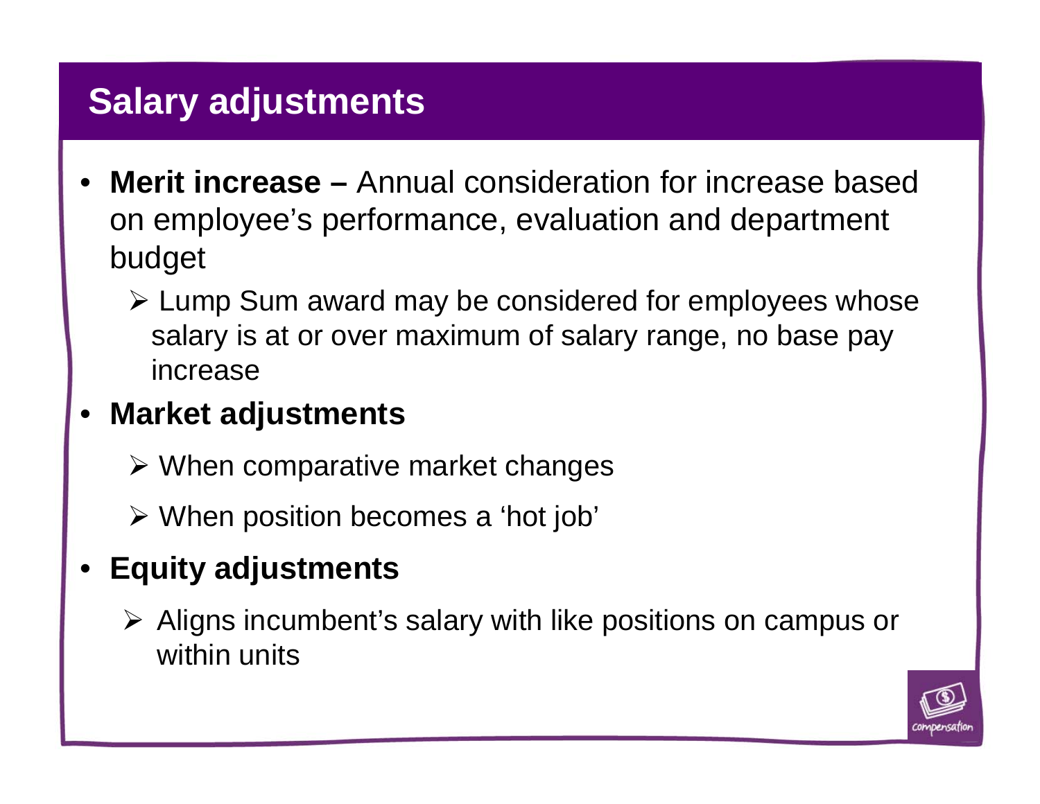# Salary adjustments

- **Merit increase –** Annual consideration for increase based on employee's performance, evaluation and department budget
  - Lump Sum award may be considered for employees whose salary is at or over maximum of salary range, no base pay increase
- **Market adjustments**
  - When comparative market changes
  - When position becomes a 'hot job'
- **Equity adjustments**
  - Aligns incumbent's salary with like positions on campus or within units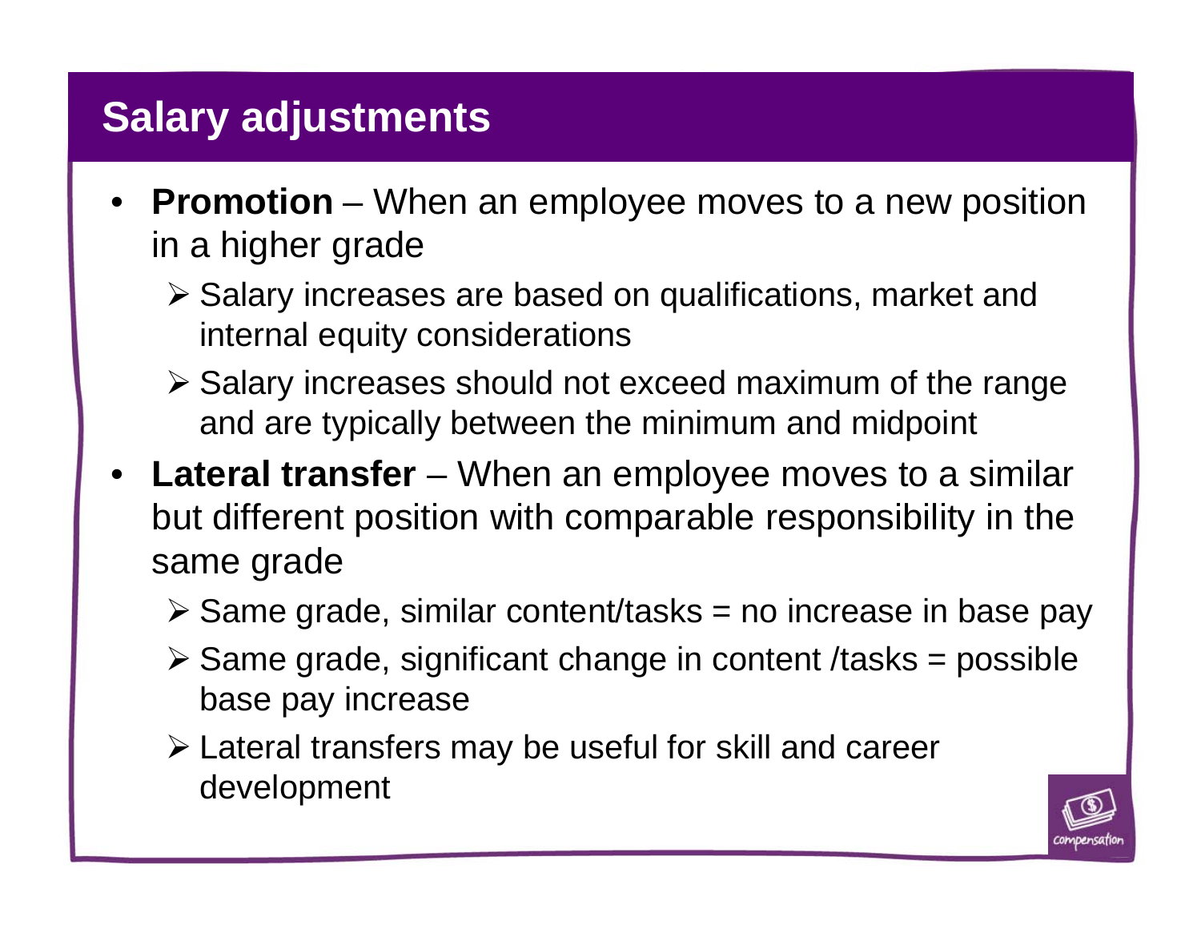## Salary adjustments

- **Promotion** – When an employee moves to a new position in a higher grade
  - Salary increases are based on qualifications, market and internal equity considerations
  - Salary increases should not exceed maximum of the range and are typically between the minimum and midpoint
- **Lateral transfer** – When an employee moves to a similar but different position with comparable responsibility in the same grade
  - Same grade, similar content/tasks = no increase in base pay
  - Same grade, significant change in content /tasks = possible base pay increase
  - Lateral transfers may be useful for skill and career development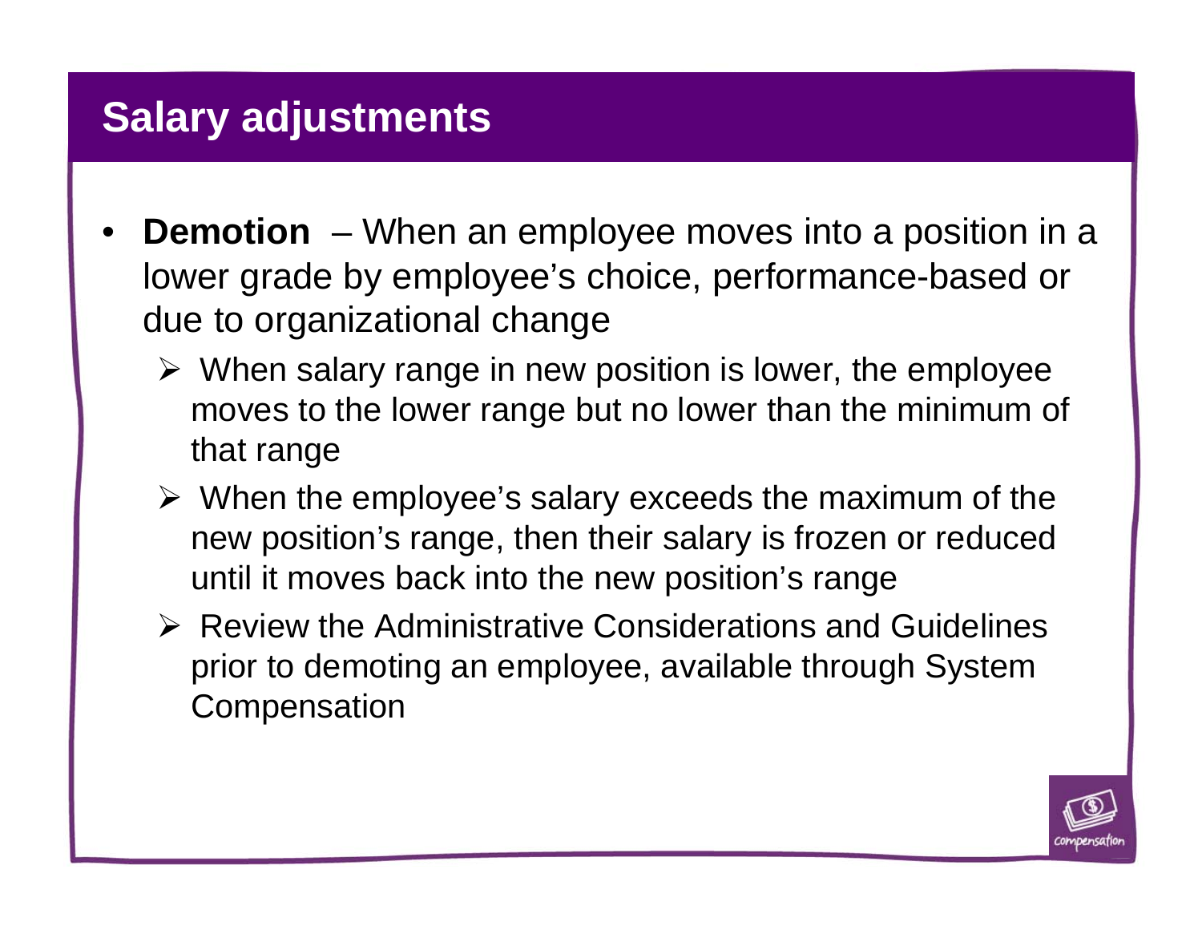## Salary adjustments

- **Demotion** – When an employee moves into a position in a lower grade by employee's choice, performance-based or due to organizational change
  - When salary range in new position is lower, the employee moves to the lower range but no lower than the minimum of that range
  - When the employee's salary exceeds the maximum of the new position's range, then their salary is frozen or reduced until it moves back into the new position's range
  - Review the Administrative Considerations and Guidelines prior to demoting an employee, available through System Compensation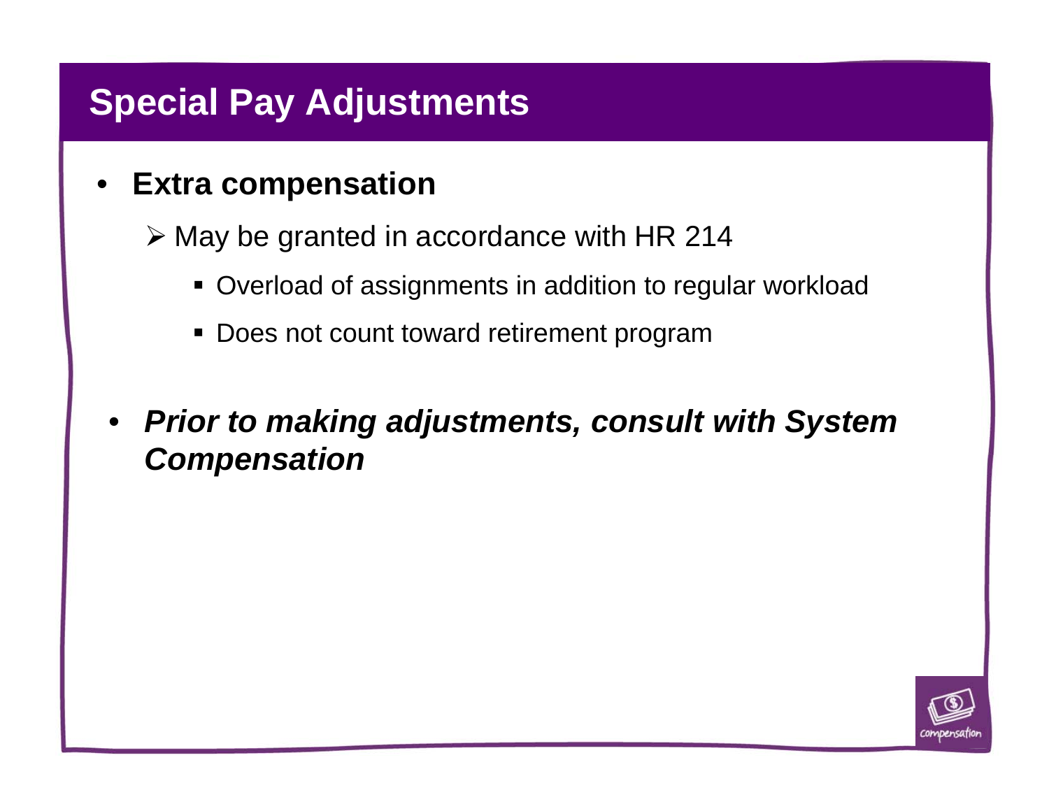# Special Pay Adjustments

- **Extra compensation**
  - May be granted in accordance with HR 214
    - Overload of assignments in addition to regular workload
    - Does not count toward retirement program

- ***Prior to making adjustments, consult with System Compensation***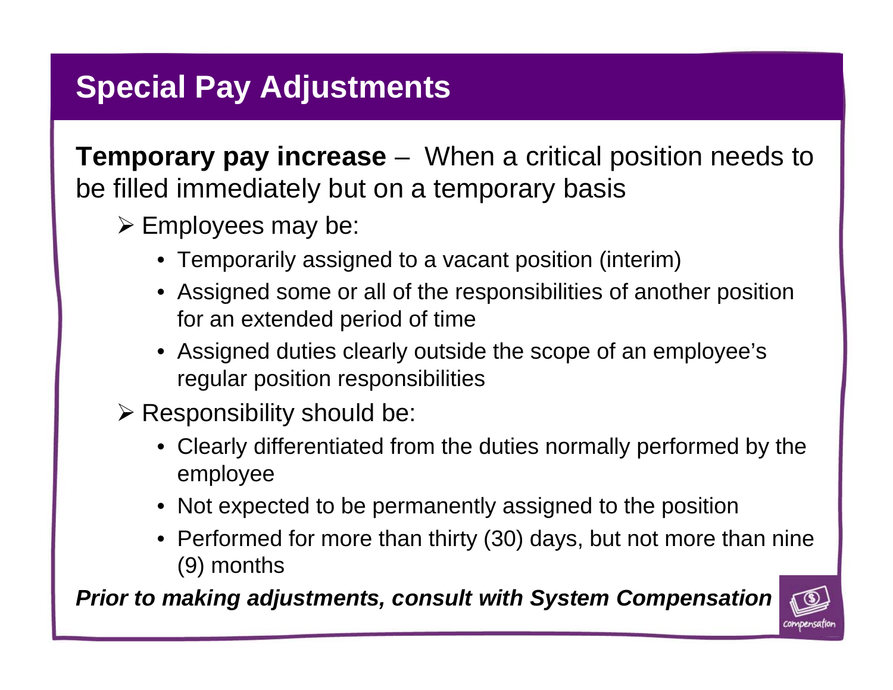# Special Pay Adjustments

**Temporary pay increase** – When a critical position needs to be filled immediately but on a temporary basis

- Employees may be:
  - Temporarily assigned to a vacant position (interim)
  - Assigned some or all of the responsibilities of another position for an extended period of time
  - Assigned duties clearly outside the scope of an employee's regular position responsibilities
- Responsibility should be:
  - Clearly differentiated from the duties normally performed by the employee
  - Not expected to be permanently assigned to the position
  - Performed for more than thirty (30) days, but not more than nine (9) months

***Prior to making adjustments, consult with System Compensation***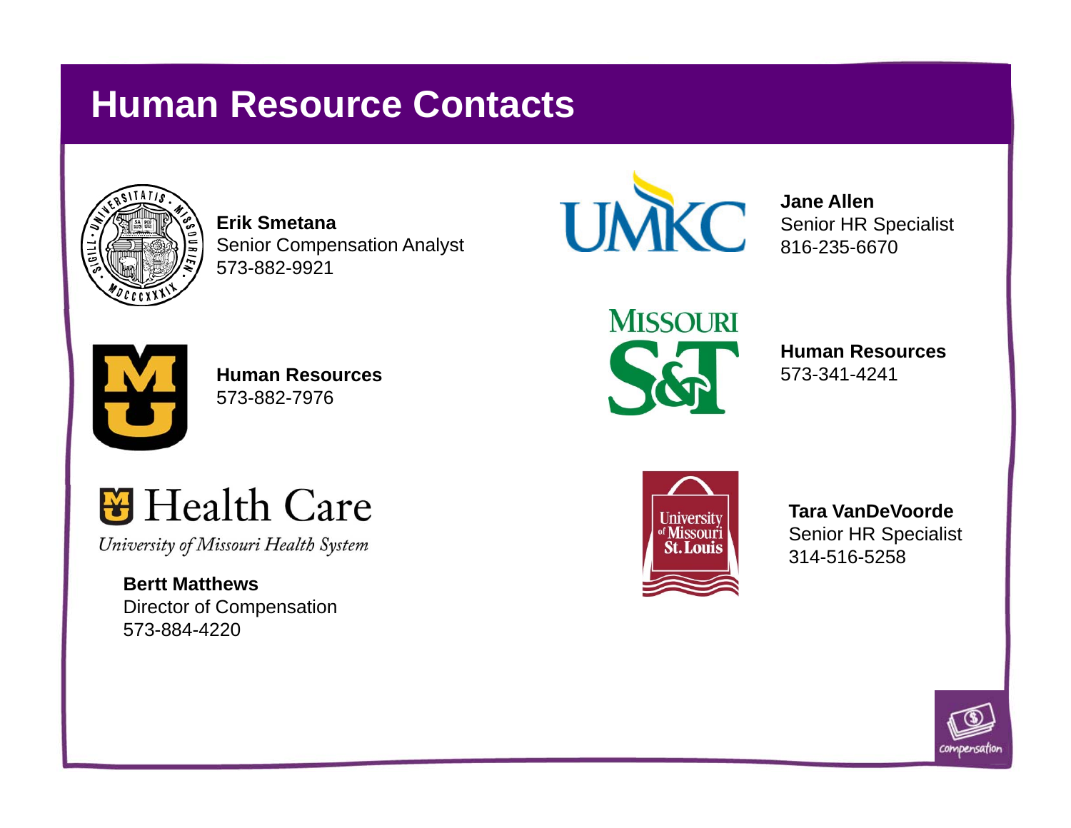# Human Resource Contacts

**Erik Smetana**
Senior Compensation Analyst
573-882-9921

**Human Resources**
573-882-7976

Health Care
*University of Missouri Health System*

**Bertt Matthews**
Director of Compensation
573-884-4220

**Jane Allen**
Senior HR Specialist
816-235-6670

**Human Resources**
573-341-4241

**Tara VanDeVoorde**
Senior HR Specialist
314-516-5258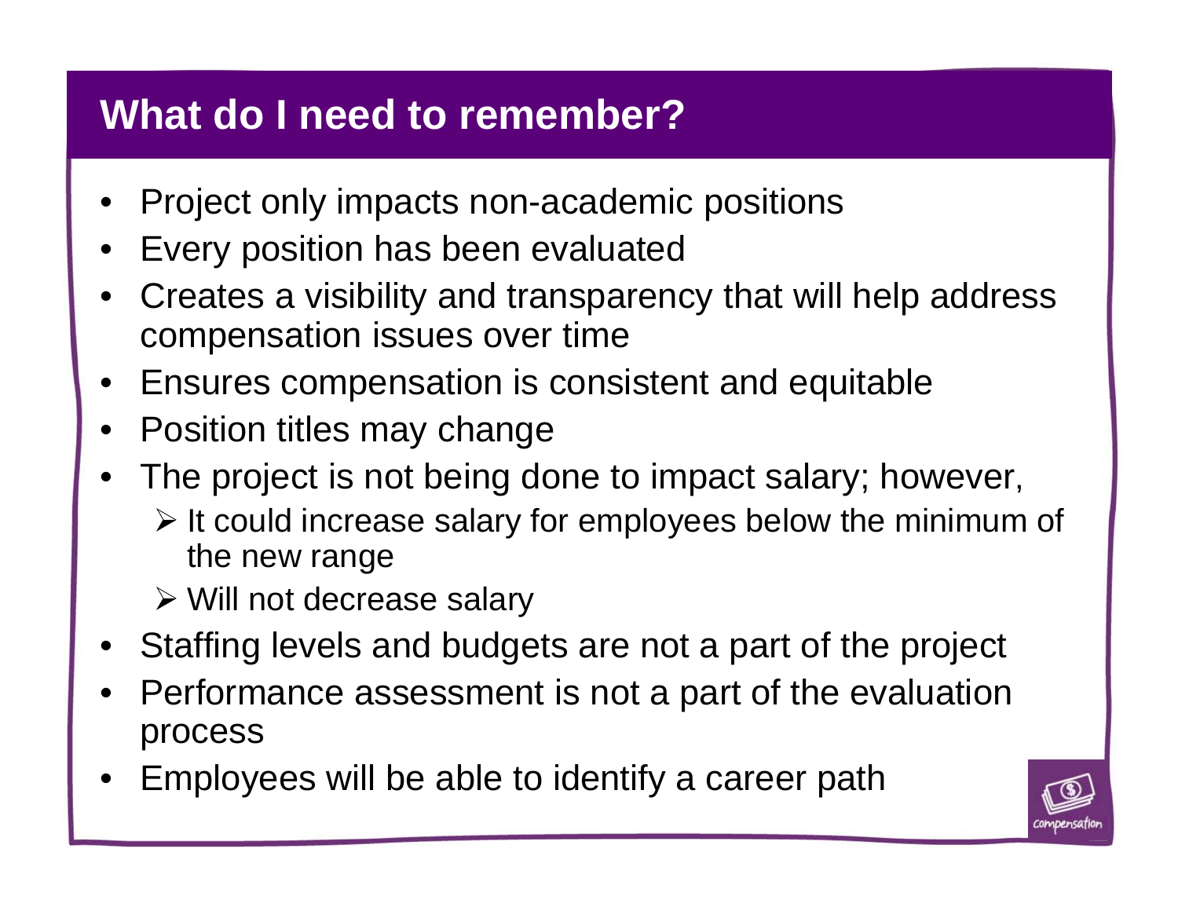## What do I need to remember?

- Project only impacts non-academic positions
- Every position has been evaluated
- Creates a visibility and transparency that will help address compensation issues over time
- Ensures compensation is consistent and equitable
- Position titles may change
- The project is not being done to impact salary; however,
  - It could increase salary for employees below the minimum of the new range
  - Will not decrease salary
- Staffing levels and budgets are not a part of the project
- Performance assessment is not a part of the evaluation process
- Employees will be able to identify a career path